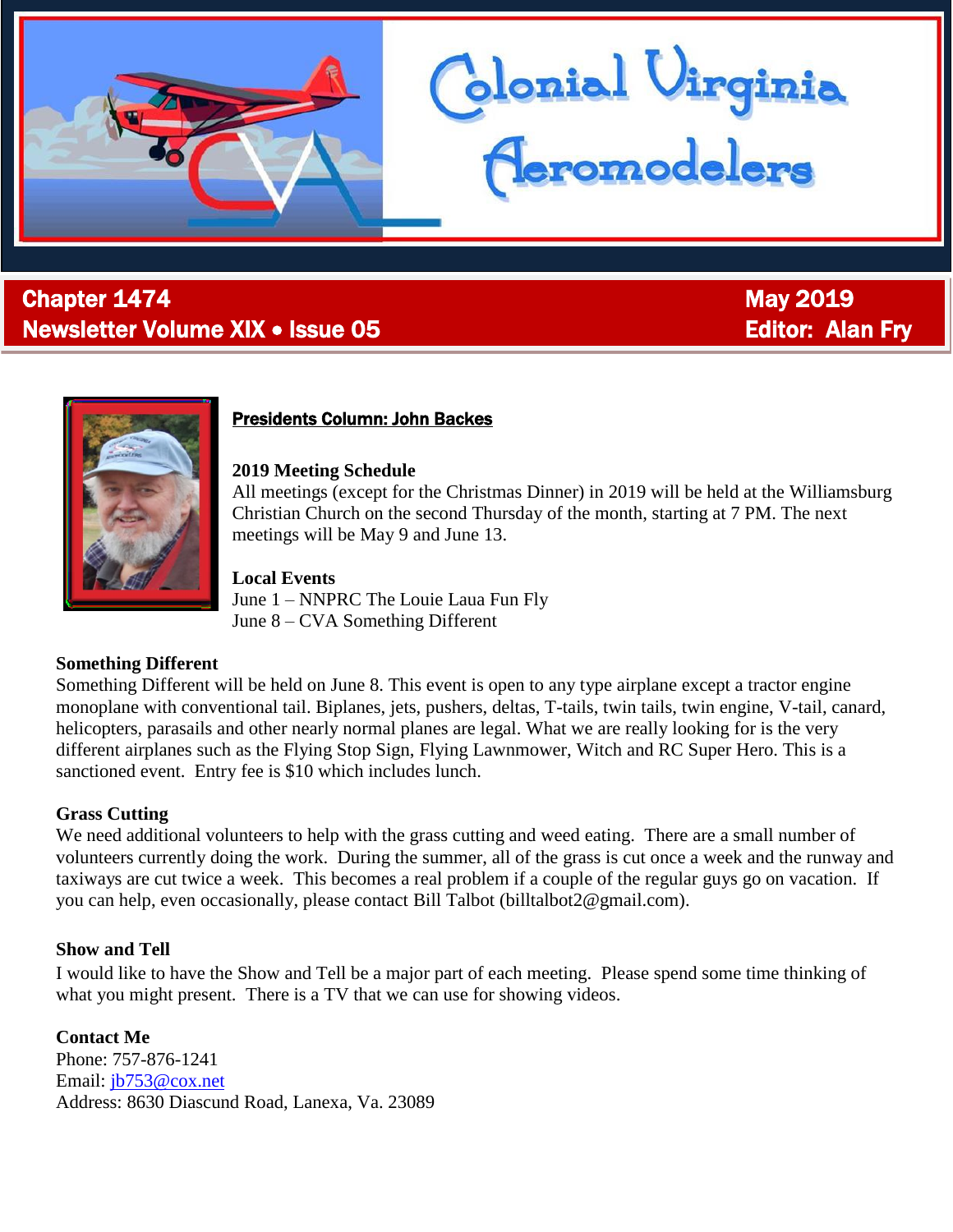# Colonial Virginia Aeromodelers

**Chapter 1474**
**Newsletter Volume XIX • Issue 05**

**May 2019**
**Editor: Alan Fry**

## Presidents Column: John Backes

**2019 Meeting Schedule**
All meetings (except for the Christmas Dinner) in 2019 will be held at the Williamsburg Christian Church on the second Thursday of the month, starting at 7 PM. The next meetings will be May 9 and June 13.

**Local Events**
June 1 – NNPRC The Louie Laua Fun Fly
June 8 – CVA Something Different

**Something Different**
Something Different will be held on June 8. This event is open to any type airplane except a tractor engine monoplane with conventional tail. Biplanes, jets, pushers, deltas, T-tails, twin tails, twin engine, V-tail, canard, helicopters, parasails and other nearly normal planes are legal. What we are really looking for is the very different airplanes such as the Flying Stop Sign, Flying Lawnmower, Witch and RC Super Hero. This is a sanctioned event. Entry fee is $10 which includes lunch.

**Grass Cutting**
We need additional volunteers to help with the grass cutting and weed eating. There are a small number of volunteers currently doing the work. During the summer, all of the grass is cut once a week and the runway and taxiways are cut twice a week. This becomes a real problem if a couple of the regular guys go on vacation. If you can help, even occasionally, please contact Bill Talbot (billtalbot2@gmail.com).

**Show and Tell**
I would like to have the Show and Tell be a major part of each meeting. Please spend some time thinking of what you might present. There is a TV that we can use for showing videos.

**Contact Me**
Phone: 757-876-1241
Email: jb753@cox.net
Address: 8630 Diascund Road, Lanexa, Va. 23089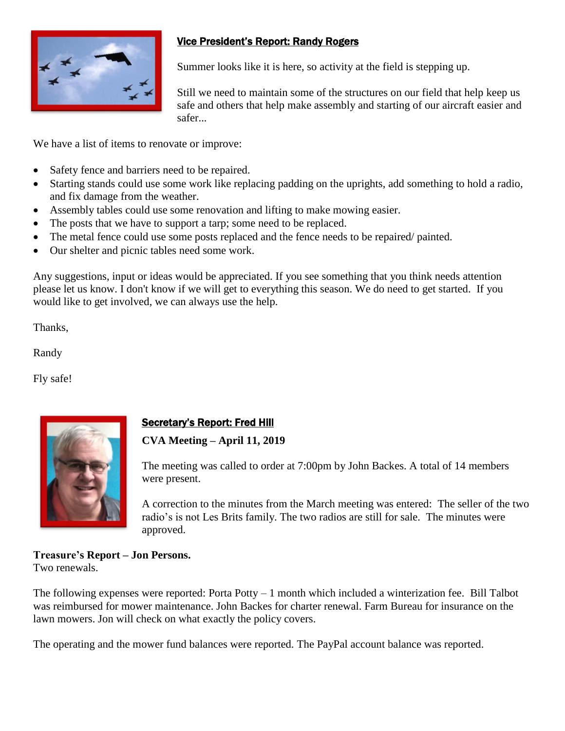## Vice President's Report: Randy Rogers

Summer looks like it is here, so activity at the field is stepping up.

Still we need to maintain some of the structures on our field that help keep us safe and others that help make assembly and starting of our aircraft easier and safer...

We have a list of items to renovate or improve:

- Safety fence and barriers need to be repaired.
- Starting stands could use some work like replacing padding on the uprights, add something to hold a radio, and fix damage from the weather.
- Assembly tables could use some renovation and lifting to make mowing easier.
- The posts that we have to support a tarp; some need to be replaced.
- The metal fence could use some posts replaced and the fence needs to be repaired/ painted.
- Our shelter and picnic tables need some work.

Any suggestions, input or ideas would be appreciated. If you see something that you think needs attention please let us know. I don't know if we will get to everything this season. We do need to get started. If you would like to get involved, we can always use the help.

Thanks,

Randy

Fly safe!

## Secretary's Report: Fred Hill

**CVA Meeting – April 11, 2019**

The meeting was called to order at 7:00pm by John Backes. A total of 14 members were present.

A correction to the minutes from the March meeting was entered: The seller of the two radio's is not Les Brits family. The two radios are still for sale. The minutes were approved.

**Treasure's Report – Jon Persons.**
Two renewals.

The following expenses were reported: Porta Potty – 1 month which included a winterization fee. Bill Talbot was reimbursed for mower maintenance. John Backes for charter renewal. Farm Bureau for insurance on the lawn mowers. Jon will check on what exactly the policy covers.

The operating and the mower fund balances were reported. The PayPal account balance was reported.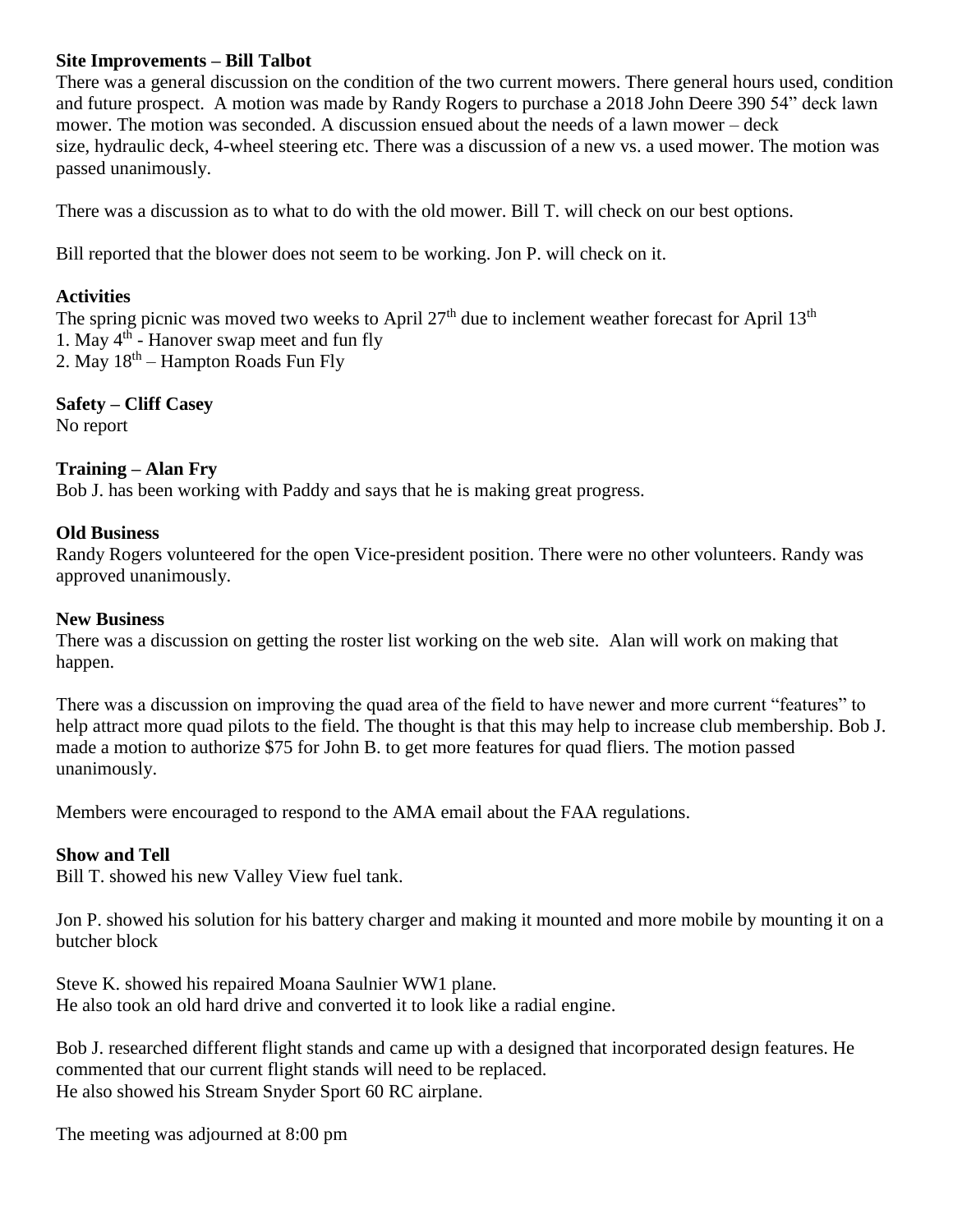**Site Improvements – Bill Talbot**

There was a general discussion on the condition of the two current mowers. There general hours used, condition and future prospect. A motion was made by Randy Rogers to purchase a 2018 John Deere 390 54" deck lawn mower. The motion was seconded. A discussion ensued about the needs of a lawn mower – deck size, hydraulic deck, 4-wheel steering etc. There was a discussion of a new vs. a used mower. The motion was passed unanimously.

There was a discussion as to what to do with the old mower. Bill T. will check on our best options.

Bill reported that the blower does not seem to be working. Jon P. will check on it.

**Activities**

The spring picnic was moved two weeks to April 27th due to inclement weather forecast for April 13th

1. May 4th - Hanover swap meet and fun fly
2. May 18th – Hampton Roads Fun Fly

**Safety – Cliff Casey**

No report

**Training – Alan Fry**

Bob J. has been working with Paddy and says that he is making great progress.

**Old Business**

Randy Rogers volunteered for the open Vice-president position. There were no other volunteers. Randy was approved unanimously.

**New Business**

There was a discussion on getting the roster list working on the web site. Alan will work on making that happen.

There was a discussion on improving the quad area of the field to have newer and more current "features" to help attract more quad pilots to the field. The thought is that this may help to increase club membership. Bob J. made a motion to authorize $75 for John B. to get more features for quad fliers. The motion passed unanimously.

Members were encouraged to respond to the AMA email about the FAA regulations.

**Show and Tell**

Bill T. showed his new Valley View fuel tank.

Jon P. showed his solution for his battery charger and making it mounted and more mobile by mounting it on a butcher block

Steve K. showed his repaired Moana Saulnier WW1 plane.
He also took an old hard drive and converted it to look like a radial engine.

Bob J. researched different flight stands and came up with a designed that incorporated design features. He commented that our current flight stands will need to be replaced.
He also showed his Stream Snyder Sport 60 RC airplane.

The meeting was adjourned at 8:00 pm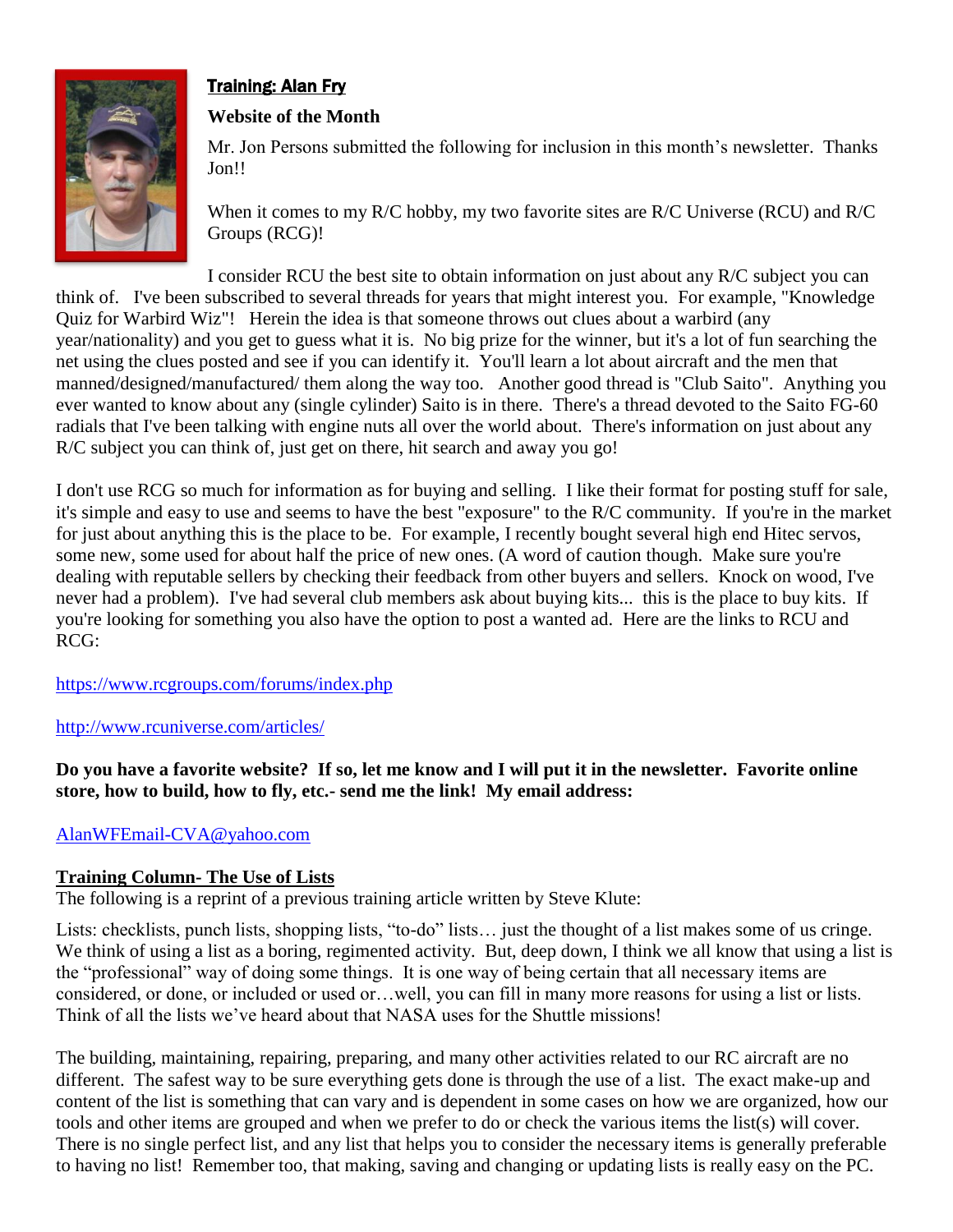## Training: Alan Fry

### Website of the Month

Mr. Jon Persons submitted the following for inclusion in this month's newsletter. Thanks Jon!!

When it comes to my R/C hobby, my two favorite sites are R/C Universe (RCU) and R/C Groups (RCG)!

I consider RCU the best site to obtain information on just about any R/C subject you can think of. I've been subscribed to several threads for years that might interest you. For example, "Knowledge Quiz for Warbird Wiz"! Herein the idea is that someone throws out clues about a warbird (any year/nationality) and you get to guess what it is. No big prize for the winner, but it's a lot of fun searching the net using the clues posted and see if you can identify it. You'll learn a lot about aircraft and the men that manned/designed/manufactured/ them along the way too. Another good thread is "Club Saito". Anything you ever wanted to know about any (single cylinder) Saito is in there. There's a thread devoted to the Saito FG-60 radials that I've been talking with engine nuts all over the world about. There's information on just about any R/C subject you can think of, just get on there, hit search and away you go!

I don't use RCG so much for information as for buying and selling. I like their format for posting stuff for sale, it's simple and easy to use and seems to have the best "exposure" to the R/C community. If you're in the market for just about anything this is the place to be. For example, I recently bought several high end Hitec servos, some new, some used for about half the price of new ones. (A word of caution though. Make sure you're dealing with reputable sellers by checking their feedback from other buyers and sellers. Knock on wood, I've never had a problem). I've had several club members ask about buying kits... this is the place to buy kits. If you're looking for something you also have the option to post a wanted ad. Here are the links to RCU and RCG:

https://www.rcgroups.com/forums/index.php

http://www.rcuniverse.com/articles/

**Do you have a favorite website? If so, let me know and I will put it in the newsletter. Favorite online store, how to build, how to fly, etc.- send me the link! My email address:**

AlanWFEmail-CVA@yahoo.com

### Training Column- The Use of Lists

The following is a reprint of a previous training article written by Steve Klute:

Lists: checklists, punch lists, shopping lists, "to-do" lists… just the thought of a list makes some of us cringe. We think of using a list as a boring, regimented activity. But, deep down, I think we all know that using a list is the "professional" way of doing some things. It is one way of being certain that all necessary items are considered, or done, or included or used or…well, you can fill in many more reasons for using a list or lists. Think of all the lists we've heard about that NASA uses for the Shuttle missions!

The building, maintaining, repairing, preparing, and many other activities related to our RC aircraft are no different. The safest way to be sure everything gets done is through the use of a list. The exact make-up and content of the list is something that can vary and is dependent in some cases on how we are organized, how our tools and other items are grouped and when we prefer to do or check the various items the list(s) will cover. There is no single perfect list, and any list that helps you to consider the necessary items is generally preferable to having no list! Remember too, that making, saving and changing or updating lists is really easy on the PC.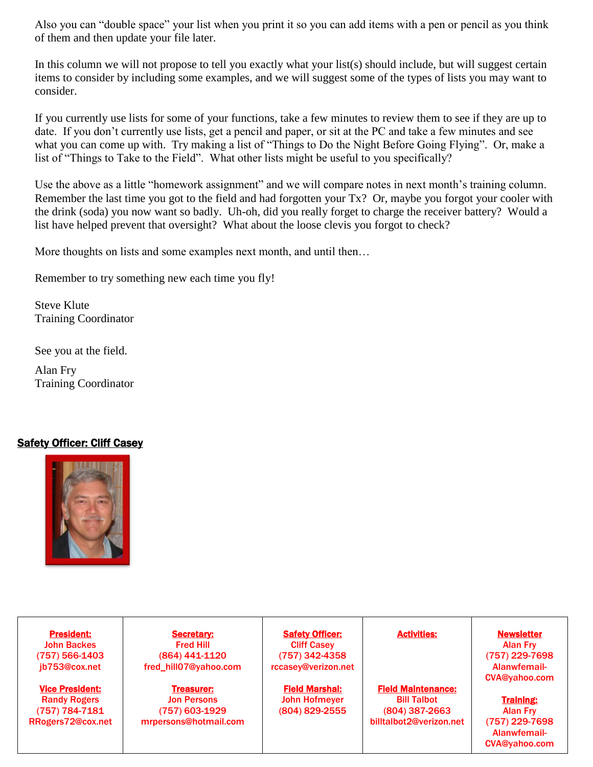Also you can "double space" your list when you print it so you can add items with a pen or pencil as you think of them and then update your file later.

In this column we will not propose to tell you exactly what your list(s) should include, but will suggest certain items to consider by including some examples, and we will suggest some of the types of lists you may want to consider.

If you currently use lists for some of your functions, take a few minutes to review them to see if they are up to date. If you don't currently use lists, get a pencil and paper, or sit at the PC and take a few minutes and see what you can come up with. Try making a list of "Things to Do the Night Before Going Flying". Or, make a list of "Things to Take to the Field". What other lists might be useful to you specifically?

Use the above as a little "homework assignment" and we will compare notes in next month's training column. Remember the last time you got to the field and had forgotten your Tx? Or, maybe you forgot your cooler with the drink (soda) you now want so badly. Uh-oh, did you really forget to charge the receiver battery? Would a list have helped prevent that oversight? What about the loose clevis you forgot to check?

More thoughts on lists and some examples next month, and until then…

Remember to try something new each time you fly!

Steve Klute
Training Coordinator

See you at the field.

Alan Fry
Training Coordinator

**Safety Officer: Cliff Casey**

| | | | | |
|---|---|---|---|---|
| **President:**<br>John Backes<br>(757) 566-1403<br>jb753@cox.net<br><br>**Vice President:**<br>Randy Rogers<br>(757) 784-7181<br>RRogers72@cox.net | **Secretary:**<br>Fred Hill<br>(864) 441-1120<br>fred_hill07@yahoo.com<br><br>**Treasurer:**<br>Jon Persons<br>(757) 603-1929<br>mrpersons@hotmail.com | **Safety Officer:**<br>Cliff Casey<br>(757) 342-4358<br>rccasey@verizon.net<br><br>**Field Marshal:**<br>John Hofmeyer<br>(804) 829-2555 | **Activities:**<br><br>**Field Maintenance:**<br>Bill Talbot<br>(804) 387-2663<br>billtalbot2@verizon.net | **Newsletter**<br>Alan Fry<br>(757) 229-7698<br>Alanwfemail-CVA@yahoo.com<br><br>**Training:**<br>Alan Fry<br>(757) 229-7698<br>Alanwfemail-CVA@yahoo.com |